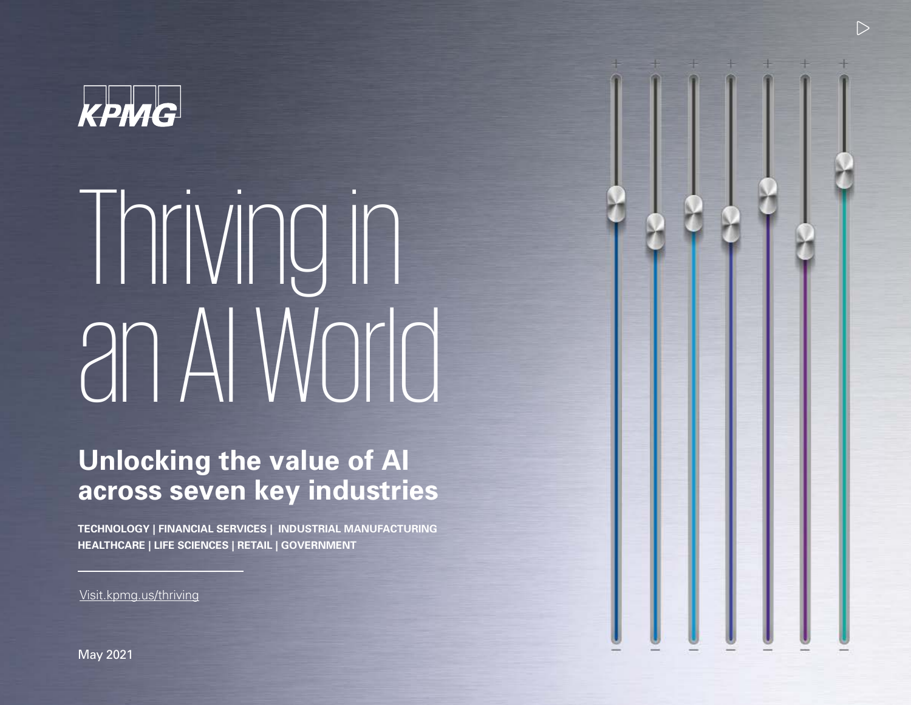KPMG

# Thriving in an AI World

## Unlocking the value of AI across seven key industries

**TECHNOLOGY | FINANCIAL SERVICES | INDUSTRIAL MANUFACTURING HEALTHCARE | LIFE SCIENCES | RETAIL | GOVERNMENT**

Visit.kpmg.us/thriving

May 2021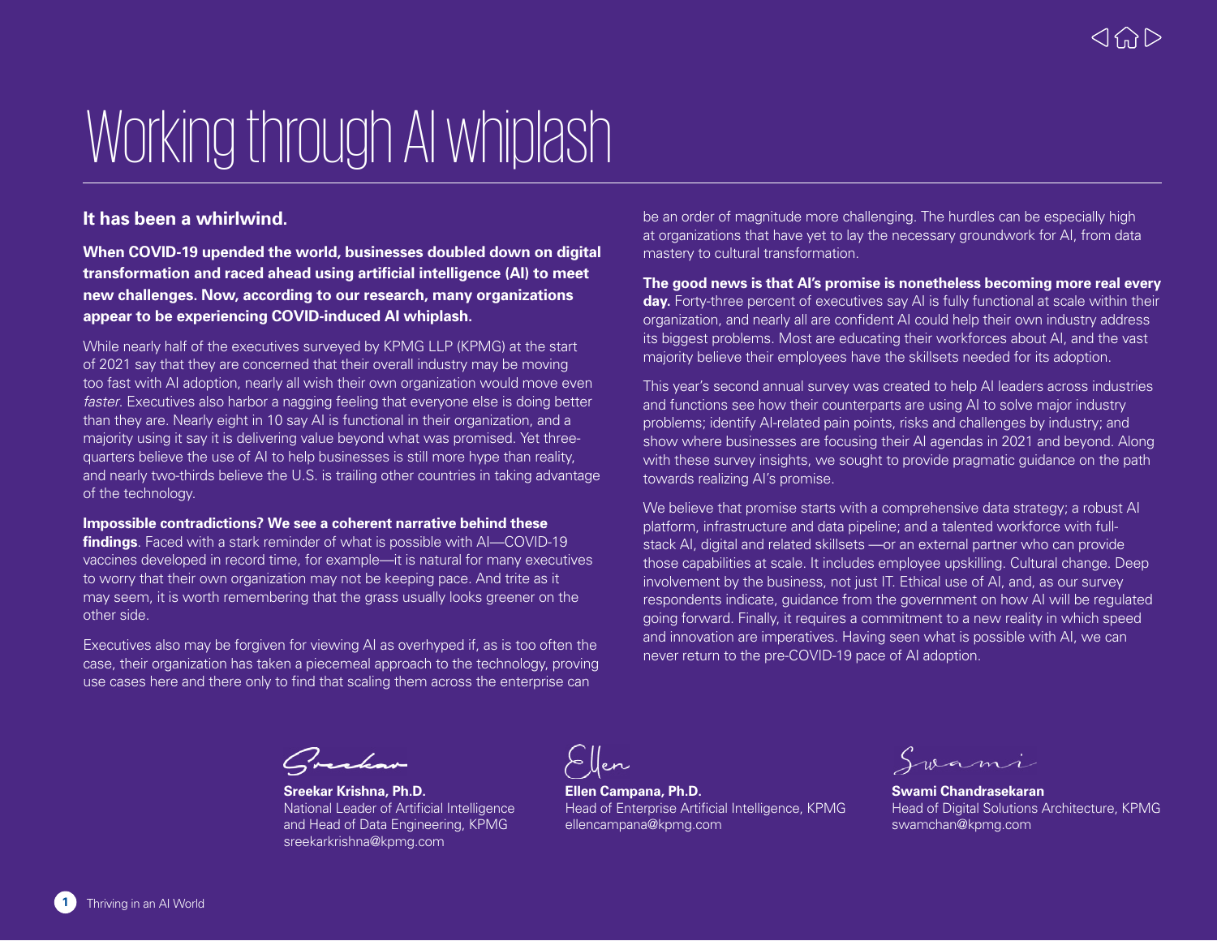# Working through AI whiplash

**It has been a whirlwind.**

**When COVID-19 upended the world, businesses doubled down on digital transformation and raced ahead using artificial intelligence (AI) to meet new challenges. Now, according to our research, many organizations appear to be experiencing COVID-induced AI whiplash.**

While nearly half of the executives surveyed by KPMG LLP (KPMG) at the start of 2021 say that they are concerned that their overall industry may be moving too fast with AI adoption, nearly all wish their own organization would move even *faster*. Executives also harbor a nagging feeling that everyone else is doing better than they are. Nearly eight in 10 say AI is functional in their organization, and a majority using it say it is delivering value beyond what was promised. Yet three-quarters believe the use of AI to help businesses is still more hype than reality, and nearly two-thirds believe the U.S. is trailing other countries in taking advantage of the technology.

**Impossible contradictions? We see a coherent narrative behind these findings**. Faced with a stark reminder of what is possible with AI—COVID-19 vaccines developed in record time, for example—it is natural for many executives to worry that their own organization may not be keeping pace. And trite as it may seem, it is worth remembering that the grass usually looks greener on the other side.

Executives also may be forgiven for viewing AI as overhyped if, as is too often the case, their organization has taken a piecemeal approach to the technology, proving use cases here and there only to find that scaling them across the enterprise can be an order of magnitude more challenging. The hurdles can be especially high at organizations that have yet to lay the necessary groundwork for AI, from data mastery to cultural transformation.

**The good news is that AI's promise is nonetheless becoming more real every day.** Forty-three percent of executives say AI is fully functional at scale within their organization, and nearly all are confident AI could help their own industry address its biggest problems. Most are educating their workforces about AI, and the vast majority believe their employees have the skillsets needed for its adoption.

This year's second annual survey was created to help AI leaders across industries and functions see how their counterparts are using AI to solve major industry problems; identify AI-related pain points, risks and challenges by industry; and show where businesses are focusing their AI agendas in 2021 and beyond. Along with these survey insights, we sought to provide pragmatic guidance on the path towards realizing AI's promise.

We believe that promise starts with a comprehensive data strategy; a robust AI platform, infrastructure and data pipeline; and a talented workforce with full-stack AI, digital and related skillsets —or an external partner who can provide those capabilities at scale. It includes employee upskilling. Cultural change. Deep involvement by the business, not just IT. Ethical use of AI, and, as our survey respondents indicate, guidance from the government on how AI will be regulated going forward. Finally, it requires a commitment to a new reality in which speed and innovation are imperatives. Having seen what is possible with AI, we can never return to the pre-COVID-19 pace of AI adoption.

Sreekar

**Sreekar Krishna, Ph.D.**
National Leader of Artificial Intelligence and Head of Data Engineering, KPMG
sreekarkrishna@kpmg.com

Ellen

**Ellen Campana, Ph.D.**
Head of Enterprise Artificial Intelligence, KPMG
ellencampana@kpmg.com

Swami

**Swami Chandrasekaran**
Head of Digital Solutions Architecture, KPMG
swamchan@kpmg.com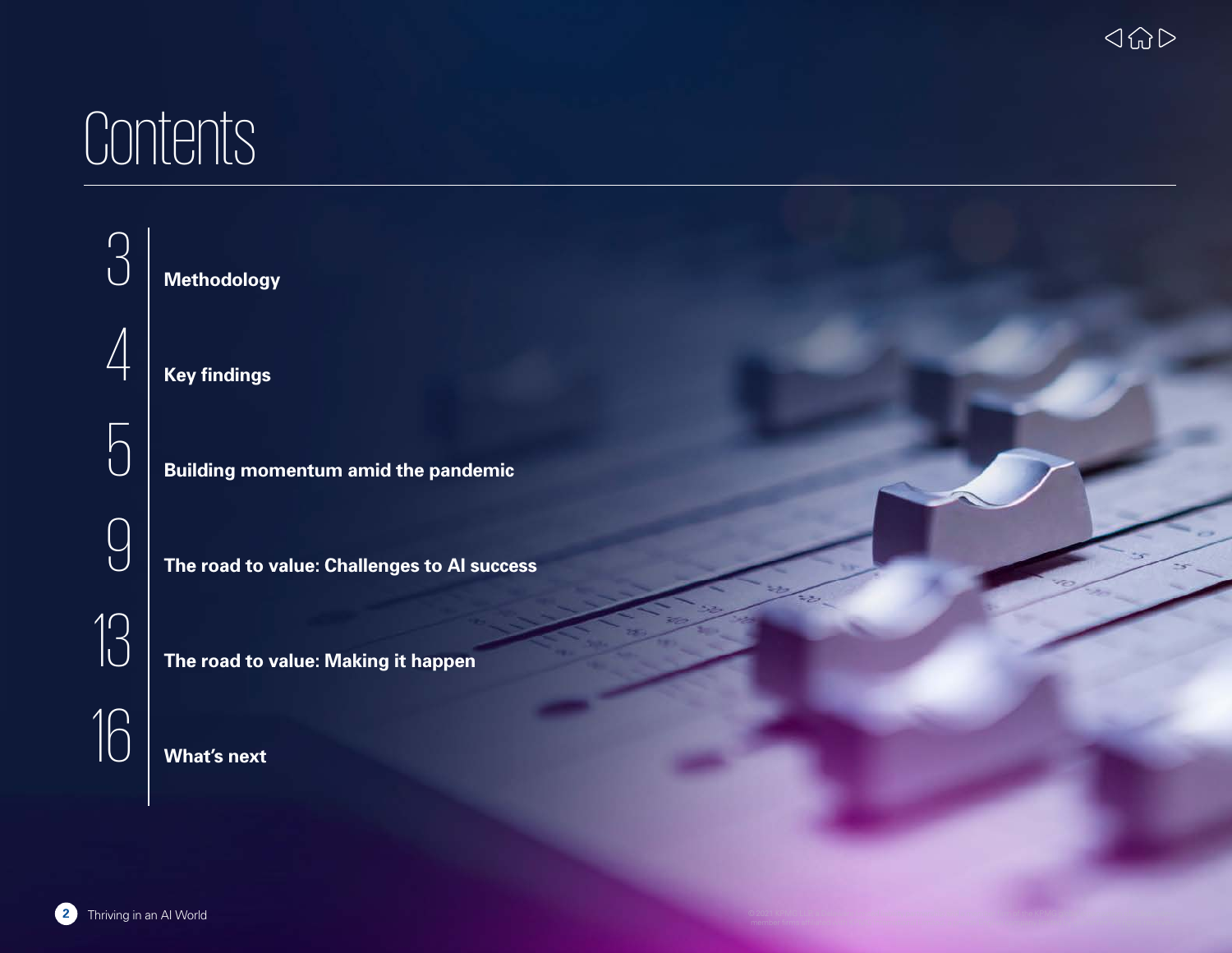# Contents

3 **Methodology**

4 **Key findings**

5 **Building momentum amid the pandemic**

9 **The road to value: Challenges to AI success**

13 **The road to value: Making it happen**

16 **What's next**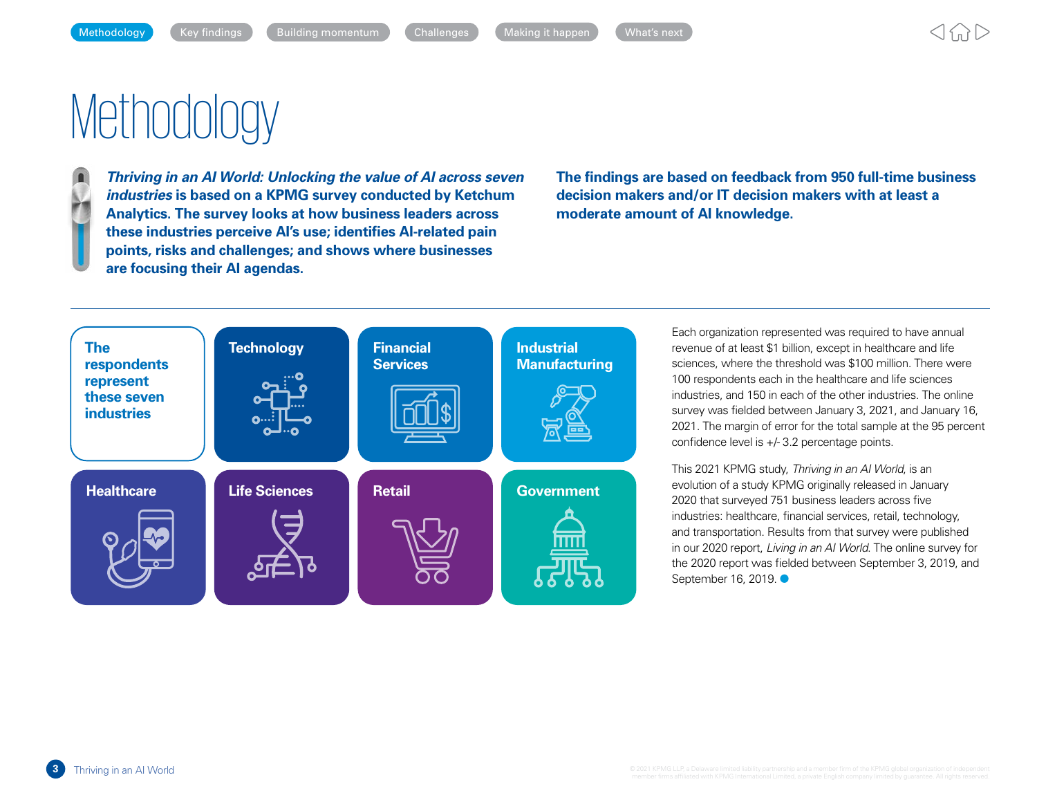# Methodology

***Thriving in an AI World: Unlocking the value of AI across seven industries*** **is based on a KPMG survey conducted by Ketchum Analytics. The survey looks at how business leaders across these industries perceive AI's use; identifies AI-related pain points, risks and challenges; and shows where businesses are focusing their AI agendas.**

**The findings are based on feedback from 950 full-time business decision makers and/or IT decision makers with at least a moderate amount of AI knowledge.**

**The respondents represent these seven industries**

- Technology
- Financial Services
- Industrial Manufacturing
- Healthcare
- Life Sciences
- Retail
- Government

Each organization represented was required to have annual revenue of at least $1 billion, except in healthcare and life sciences, where the threshold was $100 million. There were 100 respondents each in the healthcare and life sciences industries, and 150 in each of the other industries. The online survey was fielded between January 3, 2021, and January 16, 2021. The margin of error for the total sample at the 95 percent confidence level is +/- 3.2 percentage points.

This 2021 KPMG study, *Thriving in an AI World*, is an evolution of a study KPMG originally released in January 2020 that surveyed 751 business leaders across five industries: healthcare, financial services, retail, technology, and transportation. Results from that survey were published in our 2020 report, *Living in an AI World*. The online survey for the 2020 report was fielded between September 3, 2019, and September 16, 2019.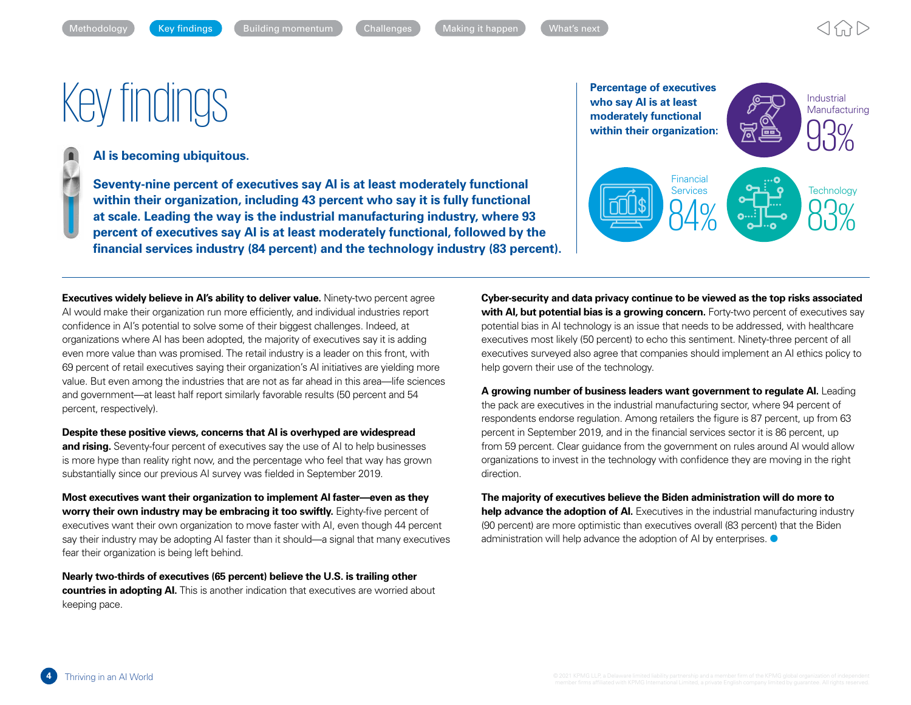# Key findings

**AI is becoming ubiquitous.**

**Seventy-nine percent of executives say AI is at least moderately functional within their organization, including 43 percent who say it is fully functional at scale. Leading the way is the industrial manufacturing industry, where 93 percent of executives say AI is at least moderately functional, followed by the financial services industry (84 percent) and the technology industry (83 percent).**

**Percentage of executives who say AI is at least moderately functional within their organization:**

- Industrial Manufacturing: 93%
- Financial Services: 84%
- Technology: 83%

**Executives widely believe in AI's ability to deliver value.** Ninety-two percent agree AI would make their organization run more efficiently, and individual industries report confidence in AI's potential to solve some of their biggest challenges. Indeed, at organizations where AI has been adopted, the majority of executives say it is adding even more value than was promised. The retail industry is a leader on this front, with 69 percent of retail executives saying their organization's AI initiatives are yielding more value. But even among the industries that are not as far ahead in this area—life sciences and government—at least half report similarly favorable results (50 percent and 54 percent, respectively).

**Despite these positive views, concerns that AI is overhyped are widespread and rising.** Seventy-four percent of executives say the use of AI to help businesses is more hype than reality right now, and the percentage who feel that way has grown substantially since our previous AI survey was fielded in September 2019.

**Most executives want their organization to implement AI faster—even as they worry their own industry may be embracing it too swiftly.** Eighty-five percent of executives want their own organization to move faster with AI, even though 44 percent say their industry may be adopting AI faster than it should—a signal that many executives fear their organization is being left behind.

**Nearly two-thirds of executives (65 percent) believe the U.S. is trailing other countries in adopting AI.** This is another indication that executives are worried about keeping pace.

**Cyber-security and data privacy continue to be viewed as the top risks associated with AI, but potential bias is a growing concern.** Forty-two percent of executives say potential bias in AI technology is an issue that needs to be addressed, with healthcare executives most likely (50 percent) to echo this sentiment. Ninety-three percent of all executives surveyed also agree that companies should implement an AI ethics policy to help govern their use of the technology.

**A growing number of business leaders want government to regulate AI.** Leading the pack are executives in the industrial manufacturing sector, where 94 percent of respondents endorse regulation. Among retailers the figure is 87 percent, up from 63 percent in September 2019, and in the financial services sector it is 86 percent, up from 59 percent. Clear guidance from the government on rules around AI would allow organizations to invest in the technology with confidence they are moving in the right direction.

**The majority of executives believe the Biden administration will do more to help advance the adoption of AI.** Executives in the industrial manufacturing industry (90 percent) are more optimistic than executives overall (83 percent) that the Biden administration will help advance the adoption of AI by enterprises.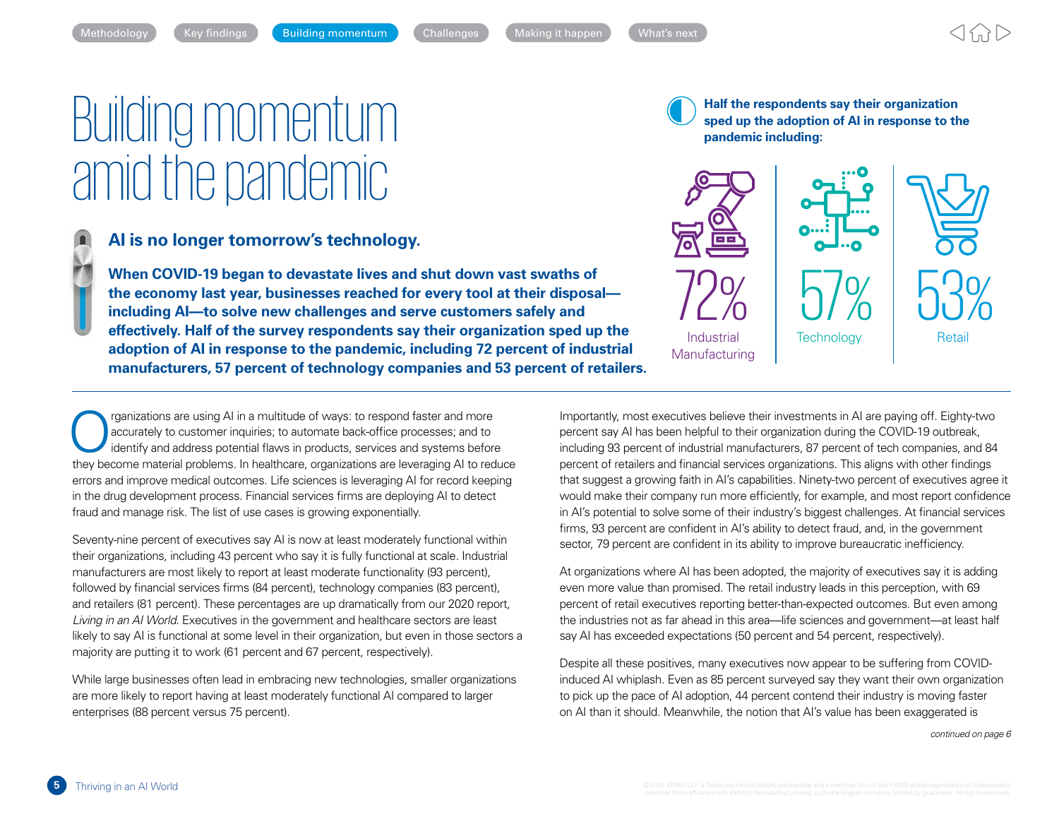Methodology | Key findings | Building momentum | Challenges | Making it happen | What's next

# Building momentum amid the pandemic

## AI is no longer tomorrow's technology.

**When COVID-19 began to devastate lives and shut down vast swaths of the economy last year, businesses reached for every tool at their disposal—including AI—to solve new challenges and serve customers safely and effectively. Half of the survey respondents say their organization sped up the adoption of AI in response to the pandemic, including 72 percent of industrial manufacturers, 57 percent of technology companies and 53 percent of retailers.**

**Half the respondents say their organization sped up the adoption of AI in response to the pandemic including:**

- 72% Industrial Manufacturing
- 57% Technology
- 53% Retail

Organizations are using AI in a multitude of ways: to respond faster and more accurately to customer inquiries; to automate back-office processes; and to identify and address potential flaws in products, services and systems before they become material problems. In healthcare, organizations are leveraging AI to reduce errors and improve medical outcomes. Life sciences is leveraging AI for record keeping in the drug development process. Financial services firms are deploying AI to detect fraud and manage risk. The list of use cases is growing exponentially.

Seventy-nine percent of executives say AI is now at least moderately functional within their organizations, including 43 percent who say it is fully functional at scale. Industrial manufacturers are most likely to report at least moderate functionality (93 percent), followed by financial services firms (84 percent), technology companies (83 percent), and retailers (81 percent). These percentages are up dramatically from our 2020 report, *Living in an AI World*. Executives in the government and healthcare sectors are least likely to say AI is functional at some level in their organization, but even in those sectors a majority are putting it to work (61 percent and 67 percent, respectively).

While large businesses often lead in embracing new technologies, smaller organizations are more likely to report having at least moderately functional AI compared to larger enterprises (88 percent versus 75 percent).

Importantly, most executives believe their investments in AI are paying off. Eighty-two percent say AI has been helpful to their organization during the COVID-19 outbreak, including 93 percent of industrial manufacturers, 87 percent of tech companies, and 84 percent of retailers and financial services organizations. This aligns with other findings that suggest a growing faith in AI's capabilities. Ninety-two percent of executives agree it would make their company run more efficiently, for example, and most report confidence in AI's potential to solve some of their industry's biggest challenges. At financial services firms, 93 percent are confident in AI's ability to detect fraud, and, in the government sector, 79 percent are confident in its ability to improve bureaucratic inefficiency.

At organizations where AI has been adopted, the majority of executives say it is adding even more value than promised. The retail industry leads in this perception, with 69 percent of retail executives reporting better-than-expected outcomes. But even among the industries not as far ahead in this area—life sciences and government—at least half say AI has exceeded expectations (50 percent and 54 percent, respectively).

Despite all these positives, many executives now appear to be suffering from COVID-induced AI whiplash. Even as 85 percent surveyed say they want their own organization to pick up the pace of AI adoption, 44 percent contend their industry is moving faster on AI than it should. Meanwhile, the notion that AI's value has been exaggerated is

*continued on page 6*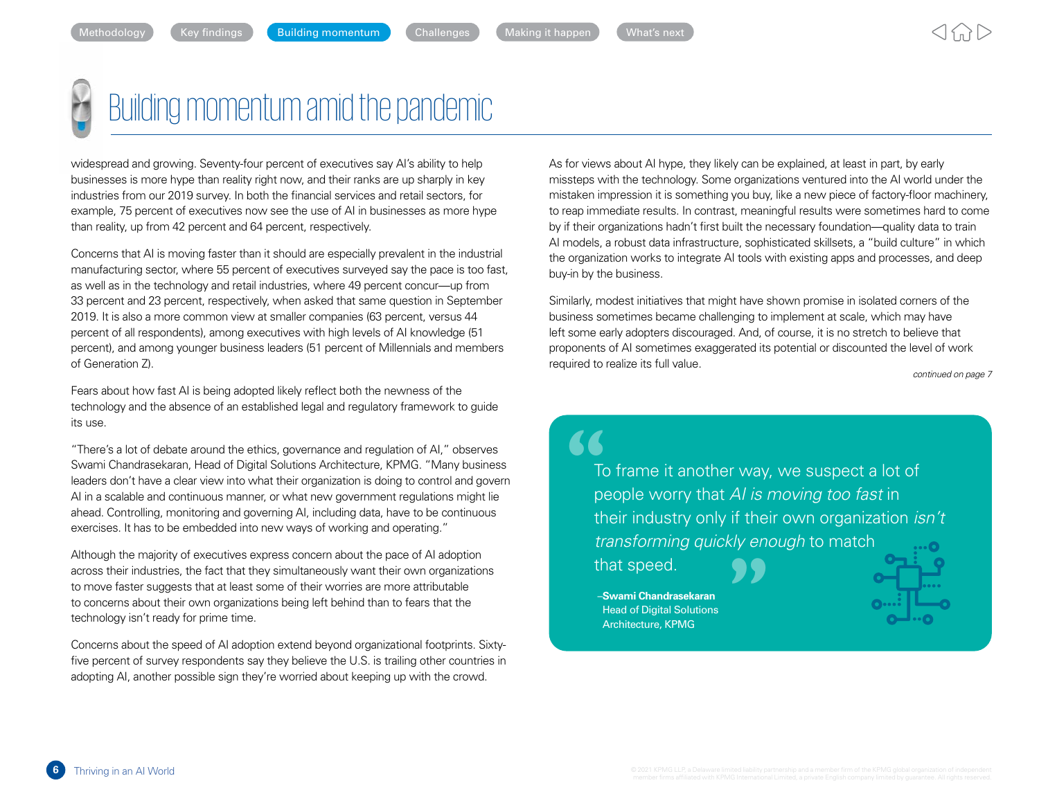# Building momentum amid the pandemic

widespread and growing. Seventy-four percent of executives say AI's ability to help businesses is more hype than reality right now, and their ranks are up sharply in key industries from our 2019 survey. In both the financial services and retail sectors, for example, 75 percent of executives now see the use of AI in businesses as more hype than reality, up from 42 percent and 64 percent, respectively.

Concerns that AI is moving faster than it should are especially prevalent in the industrial manufacturing sector, where 55 percent of executives surveyed say the pace is too fast, as well as in the technology and retail industries, where 49 percent concur—up from 33 percent and 23 percent, respectively, when asked that same question in September 2019. It is also a more common view at smaller companies (63 percent, versus 44 percent of all respondents), among executives with high levels of AI knowledge (51 percent), and among younger business leaders (51 percent of Millennials and members of Generation Z).

Fears about how fast AI is being adopted likely reflect both the newness of the technology and the absence of an established legal and regulatory framework to guide its use.

"There's a lot of debate around the ethics, governance and regulation of AI," observes Swami Chandrasekaran, Head of Digital Solutions Architecture, KPMG. "Many business leaders don't have a clear view into what their organization is doing to control and govern AI in a scalable and continuous manner, or what new government regulations might lie ahead. Controlling, monitoring and governing AI, including data, have to be continuous exercises. It has to be embedded into new ways of working and operating."

Although the majority of executives express concern about the pace of AI adoption across their industries, the fact that they simultaneously want their own organizations to move faster suggests that at least some of their worries are more attributable to concerns about their own organizations being left behind than to fears that the technology isn't ready for prime time.

Concerns about the speed of AI adoption extend beyond organizational footprints. Sixty-five percent of survey respondents say they believe the U.S. is trailing other countries in adopting AI, another possible sign they're worried about keeping up with the crowd.

As for views about AI hype, they likely can be explained, at least in part, by early missteps with the technology. Some organizations ventured into the AI world under the mistaken impression it is something you buy, like a new piece of factory-floor machinery, to reap immediate results. In contrast, meaningful results were sometimes hard to come by if their organizations hadn't first built the necessary foundation—quality data to train AI models, a robust data infrastructure, sophisticated skillsets, a "build culture" in which the organization works to integrate AI tools with existing apps and processes, and deep buy-in by the business.

Similarly, modest initiatives that might have shown promise in isolated corners of the business sometimes became challenging to implement at scale, which may have left some early adopters discouraged. And, of course, it is no stretch to believe that proponents of AI sometimes exaggerated its potential or discounted the level of work required to realize its full value.

*continued on page 7*

> "To frame it another way, we suspect a lot of people worry that *AI is moving too fast* in their industry only if their own organization *isn't transforming quickly enough* to match that speed."
>
> **–Swami Chandrasekaran**
> Head of Digital Solutions Architecture, KPMG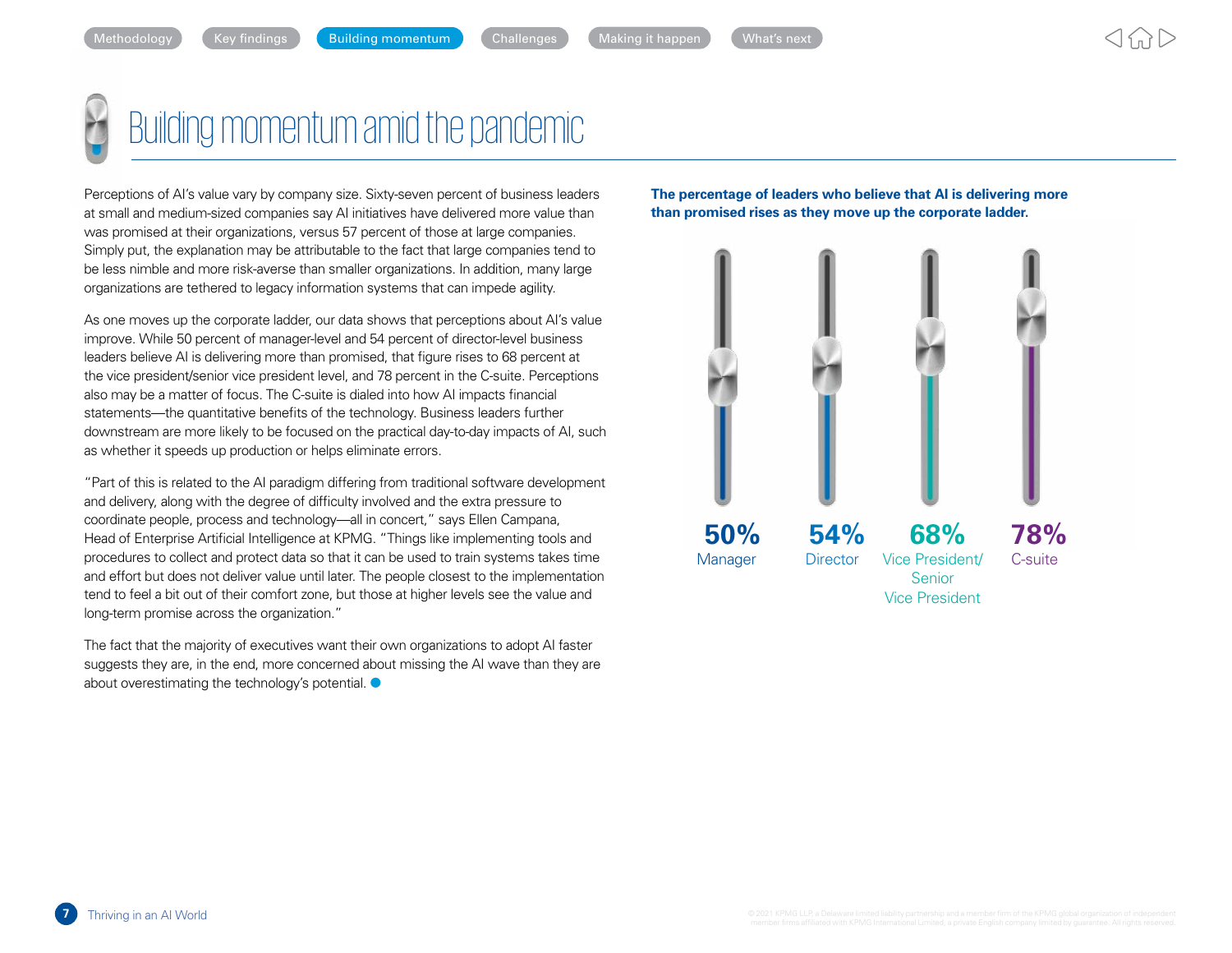# Building momentum amid the pandemic

Perceptions of AI's value vary by company size. Sixty-seven percent of business leaders at small and medium-sized companies say AI initiatives have delivered more value than was promised at their organizations, versus 57 percent of those at large companies. Simply put, the explanation may be attributable to the fact that large companies tend to be less nimble and more risk-averse than smaller organizations. In addition, many large organizations are tethered to legacy information systems that can impede agility.

As one moves up the corporate ladder, our data shows that perceptions about AI's value improve. While 50 percent of manager-level and 54 percent of director-level business leaders believe AI is delivering more than promised, that figure rises to 68 percent at the vice president/senior vice president level, and 78 percent in the C-suite. Perceptions also may be a matter of focus. The C-suite is dialed into how AI impacts financial statements—the quantitative benefits of the technology. Business leaders further downstream are more likely to be focused on the practical day-to-day impacts of AI, such as whether it speeds up production or helps eliminate errors.

"Part of this is related to the AI paradigm differing from traditional software development and delivery, along with the degree of difficulty involved and the extra pressure to coordinate people, process and technology—all in concert," says Ellen Campana, Head of Enterprise Artificial Intelligence at KPMG. "Things like implementing tools and procedures to collect and protect data so that it can be used to train systems takes time and effort but does not deliver value until later. The people closest to the implementation tend to feel a bit out of their comfort zone, but those at higher levels see the value and long-term promise across the organization."

The fact that the majority of executives want their own organizations to adopt AI faster suggests they are, in the end, more concerned about missing the AI wave than they are about overestimating the technology's potential.

**The percentage of leaders who believe that AI is delivering more than promised rises as they move up the corporate ladder.**

| 50% | 54% | 68% | 78% |
|---|---|---|---|
| Manager | Director | Vice President/ Senior Vice President | C-suite |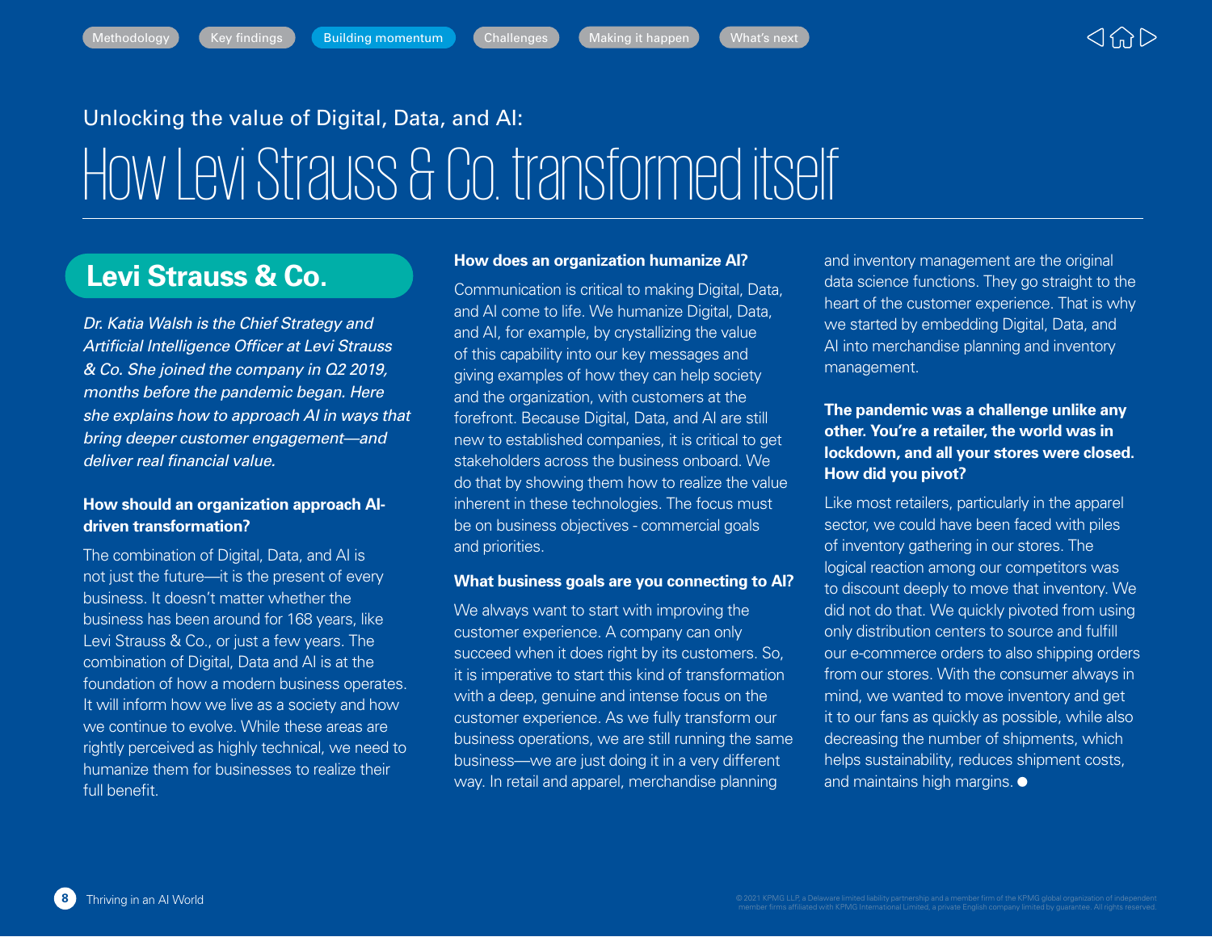Unlocking the value of Digital, Data, and AI:

# How Levi Strauss & Co. transformed itself

## Levi Strauss & Co.

*Dr. Katia Walsh is the Chief Strategy and Artificial Intelligence Officer at Levi Strauss & Co. She joined the company in Q2 2019, months before the pandemic began. Here she explains how to approach AI in ways that bring deeper customer engagement—and deliver real financial value.*

**How should an organization approach AI-driven transformation?**

The combination of Digital, Data, and AI is not just the future—it is the present of every business. It doesn't matter whether the business has been around for 168 years, like Levi Strauss & Co., or just a few years. The combination of Digital, Data and AI is at the foundation of how a modern business operates. It will inform how we live as a society and how we continue to evolve. While these areas are rightly perceived as highly technical, we need to humanize them for businesses to realize their full benefit.

**How does an organization humanize AI?**

Communication is critical to making Digital, Data, and AI come to life. We humanize Digital, Data, and AI, for example, by crystallizing the value of this capability into our key messages and giving examples of how they can help society and the organization, with customers at the forefront. Because Digital, Data, and AI are still new to established companies, it is critical to get stakeholders across the business onboard. We do that by showing them how to realize the value inherent in these technologies. The focus must be on business objectives - commercial goals and priorities.

**What business goals are you connecting to AI?**

We always want to start with improving the customer experience. A company can only succeed when it does right by its customers. So, it is imperative to start this kind of transformation with a deep, genuine and intense focus on the customer experience. As we fully transform our business operations, we are still running the same business—we are just doing it in a very different way. In retail and apparel, merchandise planning and inventory management are the original data science functions. They go straight to the heart of the customer experience. That is why we started by embedding Digital, Data, and AI into merchandise planning and inventory management.

**The pandemic was a challenge unlike any other. You're a retailer, the world was in lockdown, and all your stores were closed. How did you pivot?**

Like most retailers, particularly in the apparel sector, we could have been faced with piles of inventory gathering in our stores. The logical reaction among our competitors was to discount deeply to move that inventory. We did not do that. We quickly pivoted from using only distribution centers to source and fulfill our e-commerce orders to also shipping orders from our stores. With the consumer always in mind, we wanted to move inventory and get it to our fans as quickly as possible, while also decreasing the number of shipments, which helps sustainability, reduces shipment costs, and maintains high margins. ●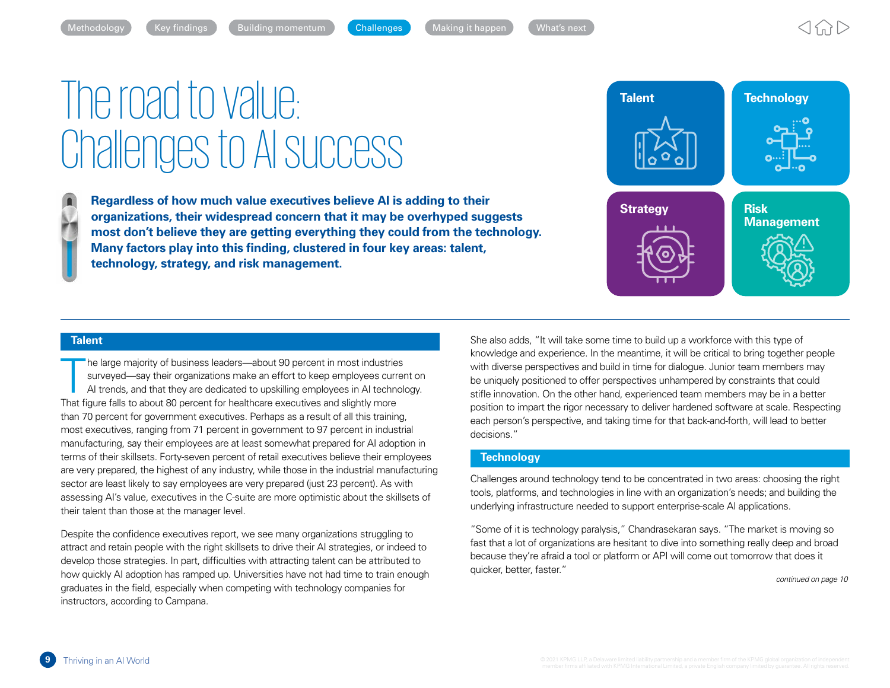# The road to value: Challenges to AI success

**Regardless of how much value executives believe AI is adding to their organizations, their widespread concern that it may be overhyped suggests most don't believe they are getting everything they could from the technology. Many factors play into this finding, clustered in four key areas: talent, technology, strategy, and risk management.**

Talent | Technology | Strategy | Risk Management

## Talent

The large majority of business leaders—about 90 percent in most industries surveyed—say their organizations make an effort to keep employees current on AI trends, and that they are dedicated to upskilling employees in AI technology. That figure falls to about 80 percent for healthcare executives and slightly more than 70 percent for government executives. Perhaps as a result of all this training, most executives, ranging from 71 percent in government to 97 percent in industrial manufacturing, say their employees are at least somewhat prepared for AI adoption in terms of their skillsets. Forty-seven percent of retail executives believe their employees are very prepared, the highest of any industry, while those in the industrial manufacturing sector are least likely to say employees are very prepared (just 23 percent). As with assessing AI's value, executives in the C-suite are more optimistic about the skillsets of their talent than those at the manager level.

Despite the confidence executives report, we see many organizations struggling to attract and retain people with the right skillsets to drive their AI strategies, or indeed to develop those strategies. In part, difficulties with attracting talent can be attributed to how quickly AI adoption has ramped up. Universities have not had time to train enough graduates in the field, especially when competing with technology companies for instructors, according to Campana.

She also adds, "It will take some time to build up a workforce with this type of knowledge and experience. In the meantime, it will be critical to bring together people with diverse perspectives and build in time for dialogue. Junior team members may be uniquely positioned to offer perspectives unhampered by constraints that could stifle innovation. On the other hand, experienced team members may be in a better position to impart the rigor necessary to deliver hardened software at scale. Respecting each person's perspective, and taking time for that back-and-forth, will lead to better decisions."

## Technology

Challenges around technology tend to be concentrated in two areas: choosing the right tools, platforms, and technologies in line with an organization's needs; and building the underlying infrastructure needed to support enterprise-scale AI applications.

"Some of it is technology paralysis," Chandrasekaran says. "The market is moving so fast that a lot of organizations are hesitant to dive into something really deep and broad because they're afraid a tool or platform or API will come out tomorrow that does it quicker, better, faster."

*continued on page 10*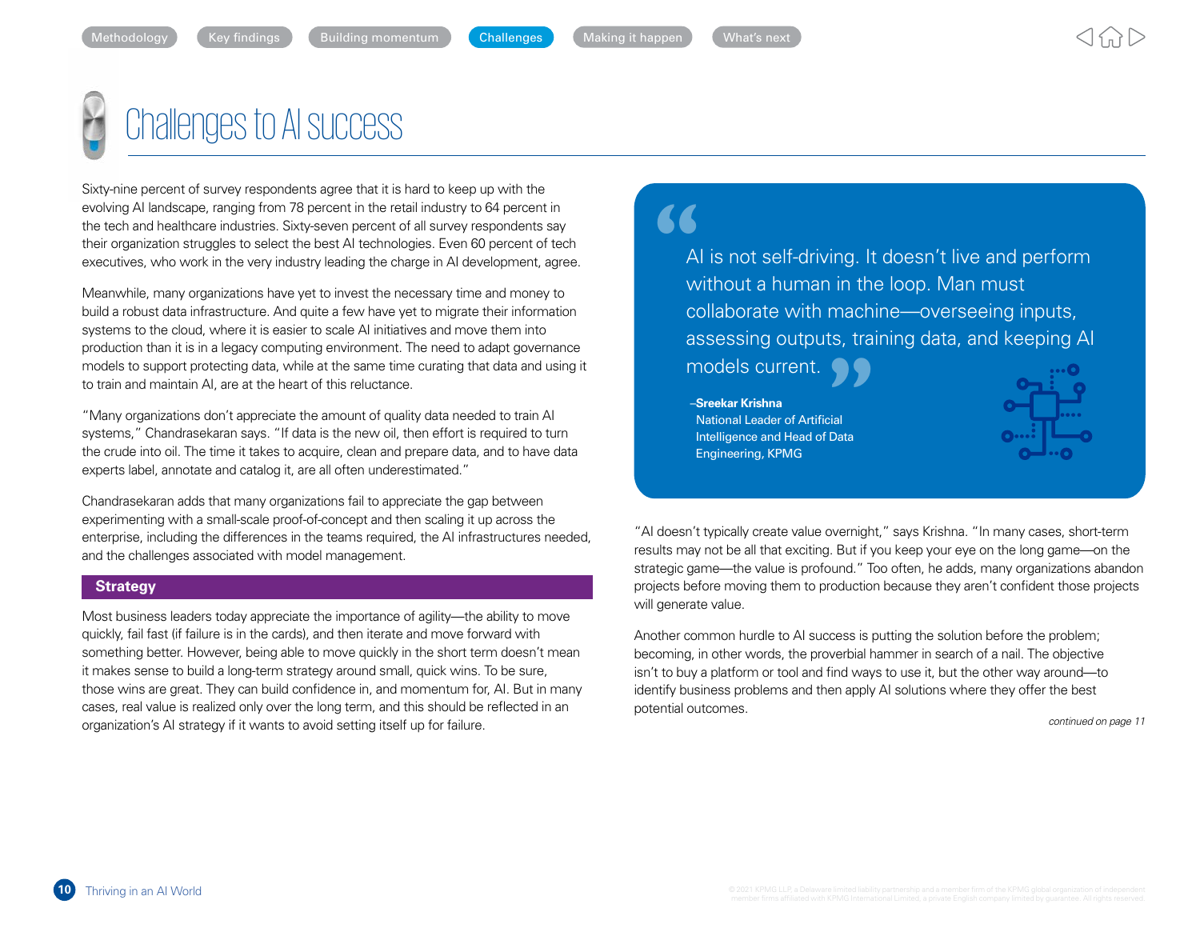# Challenges to AI success

Sixty-nine percent of survey respondents agree that it is hard to keep up with the evolving AI landscape, ranging from 78 percent in the retail industry to 64 percent in the tech and healthcare industries. Sixty-seven percent of all survey respondents say their organization struggles to select the best AI technologies. Even 60 percent of tech executives, who work in the very industry leading the charge in AI development, agree.

Meanwhile, many organizations have yet to invest the necessary time and money to build a robust data infrastructure. And quite a few have yet to migrate their information systems to the cloud, where it is easier to scale AI initiatives and move them into production than it is in a legacy computing environment. The need to adapt governance models to support protecting data, while at the same time curating that data and using it to train and maintain AI, are at the heart of this reluctance.

"Many organizations don't appreciate the amount of quality data needed to train AI systems," Chandrasekaran says. "If data is the new oil, then effort is required to turn the crude into oil. The time it takes to acquire, clean and prepare data, and to have data experts label, annotate and catalog it, are all often underestimated."

Chandrasekaran adds that many organizations fail to appreciate the gap between experimenting with a small-scale proof-of-concept and then scaling it up across the enterprise, including the differences in the teams required, the AI infrastructures needed, and the challenges associated with model management.

## Strategy

Most business leaders today appreciate the importance of agility—the ability to move quickly, fail fast (if failure is in the cards), and then iterate and move forward with something better. However, being able to move quickly in the short term doesn't mean it makes sense to build a long-term strategy around small, quick wins. To be sure, those wins are great. They can build confidence in, and momentum for, AI. But in many cases, real value is realized only over the long term, and this should be reflected in an organization's AI strategy if it wants to avoid setting itself up for failure.

> "AI is not self-driving. It doesn't live and perform without a human in the loop. Man must collaborate with machine—overseeing inputs, assessing outputs, training data, and keeping AI models current."
>
> –**Sreekar Krishna**
> National Leader of Artificial Intelligence and Head of Data Engineering, KPMG

"AI doesn't typically create value overnight," says Krishna. "In many cases, short-term results may not be all that exciting. But if you keep your eye on the long game—on the strategic game—the value is profound." Too often, he adds, many organizations abandon projects before moving them to production because they aren't confident those projects will generate value.

Another common hurdle to AI success is putting the solution before the problem; becoming, in other words, the proverbial hammer in search of a nail. The objective isn't to buy a platform or tool and find ways to use it, but the other way around—to identify business problems and then apply AI solutions where they offer the best potential outcomes.

*continued on page 11*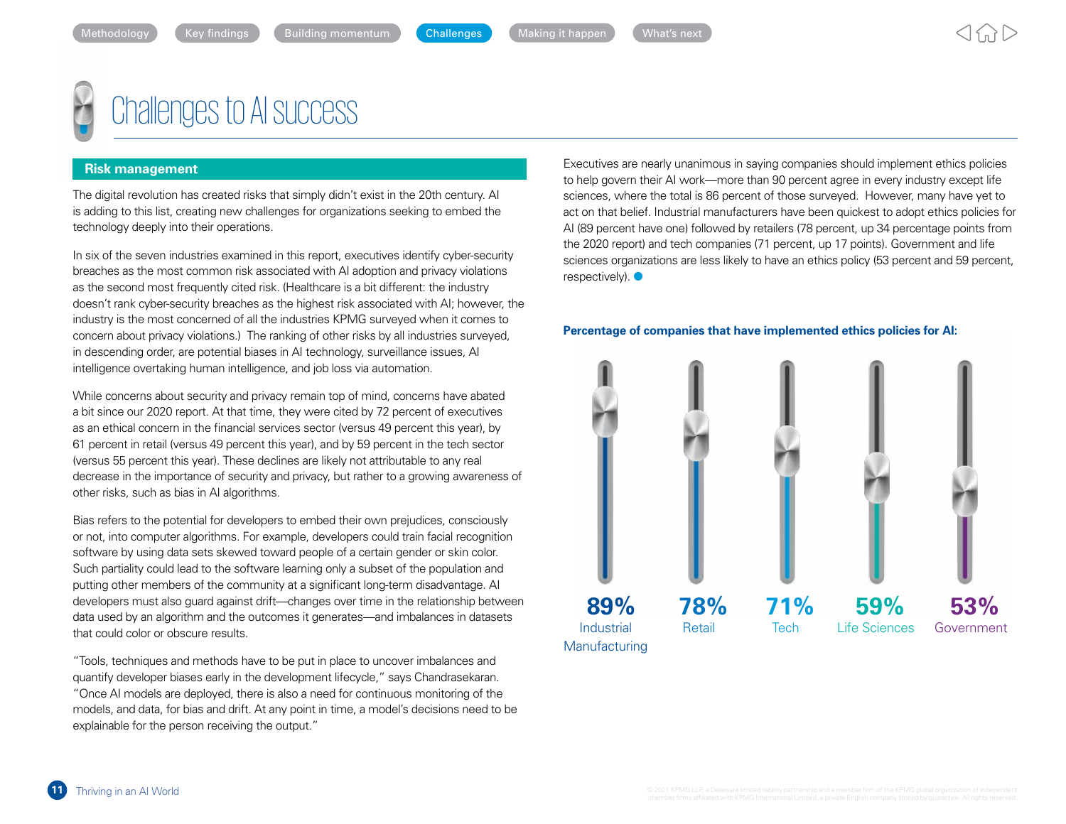# Challenges to AI success

## Risk management

The digital revolution has created risks that simply didn't exist in the 20th century. AI is adding to this list, creating new challenges for organizations seeking to embed the technology deeply into their operations.

In six of the seven industries examined in this report, executives identify cyber-security breaches as the most common risk associated with AI adoption and privacy violations as the second most frequently cited risk. (Healthcare is a bit different: the industry doesn't rank cyber-security breaches as the highest risk associated with AI; however, the industry is the most concerned of all the industries KPMG surveyed when it comes to concern about privacy violations.) The ranking of other risks by all industries surveyed, in descending order, are potential biases in AI technology, surveillance issues, AI intelligence overtaking human intelligence, and job loss via automation.

While concerns about security and privacy remain top of mind, concerns have abated a bit since our 2020 report. At that time, they were cited by 72 percent of executives as an ethical concern in the financial services sector (versus 49 percent this year), by 61 percent in retail (versus 49 percent this year), and by 59 percent in the tech sector (versus 55 percent this year). These declines are likely not attributable to any real decrease in the importance of security and privacy, but rather to a growing awareness of other risks, such as bias in AI algorithms.

Bias refers to the potential for developers to embed their own prejudices, consciously or not, into computer algorithms. For example, developers could train facial recognition software by using data sets skewed toward people of a certain gender or skin color. Such partiality could lead to the software learning only a subset of the population and putting other members of the community at a significant long-term disadvantage. AI developers must also guard against drift—changes over time in the relationship between data used by an algorithm and the outcomes it generates—and imbalances in datasets that could color or obscure results.

"Tools, techniques and methods have to be put in place to uncover imbalances and quantify developer biases early in the development lifecycle," says Chandrasekaran. "Once AI models are deployed, there is also a need for continuous monitoring of the models, and data, for bias and drift. At any point in time, a model's decisions need to be explainable for the person receiving the output."

Executives are nearly unanimous in saying companies should implement ethics policies to help govern their AI work—more than 90 percent agree in every industry except life sciences, where the total is 86 percent of those surveyed. However, many have yet to act on that belief. Industrial manufacturers have been quickest to adopt ethics policies for AI (89 percent have one) followed by retailers (78 percent, up 34 percentage points from the 2020 report) and tech companies (71 percent, up 17 points). Government and life sciences organizations are less likely to have an ethics policy (53 percent and 59 percent, respectively).

**Percentage of companies that have implemented ethics policies for AI:**

| Industry | Percentage |
|---|---|
| Industrial Manufacturing | 89% |
| Retail | 78% |
| Tech | 71% |
| Life Sciences | 59% |
| Government | 53% |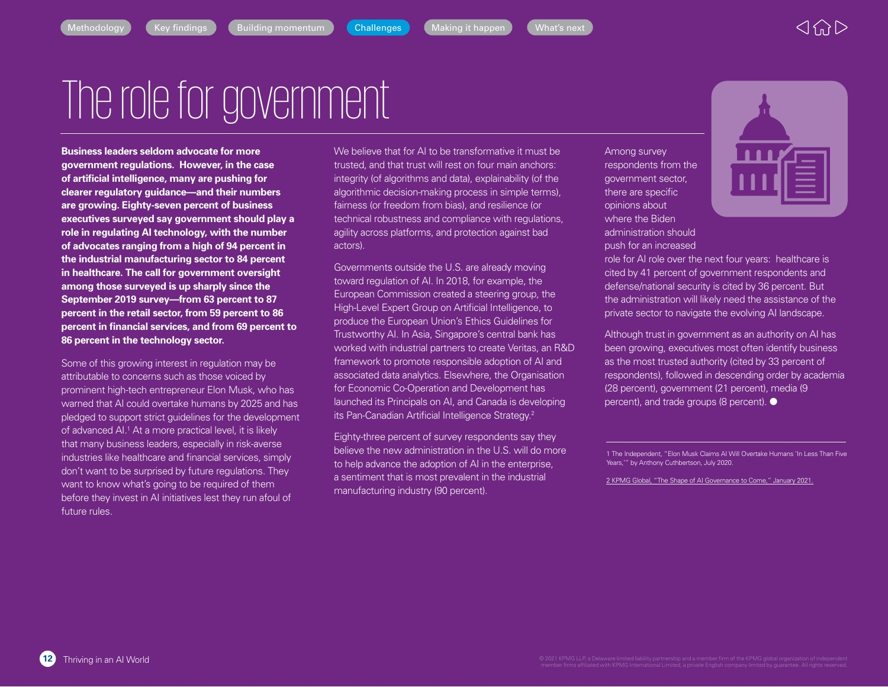# The role for government

**Business leaders seldom advocate for more government regulations. However, in the case of artificial intelligence, many are pushing for clearer regulatory guidance—and their numbers are growing. Eighty-seven percent of business executives surveyed say government should play a role in regulating AI technology, with the number of advocates ranging from a high of 94 percent in the industrial manufacturing sector to 84 percent in healthcare. The call for government oversight among those surveyed is up sharply since the September 2019 survey—from 63 percent to 87 percent in the retail sector, from 59 percent to 86 percent in financial services, and from 69 percent to 86 percent in the technology sector.**

Some of this growing interest in regulation may be attributable to concerns such as those voiced by prominent high-tech entrepreneur Elon Musk, who has warned that AI could overtake humans by 2025 and has pledged to support strict guidelines for the development of advanced AI.[1] At a more practical level, it is likely that many business leaders, especially in risk-averse industries like healthcare and financial services, simply don't want to be surprised by future regulations. They want to know what's going to be required of them before they invest in AI initiatives lest they run afoul of future rules.

We believe that for AI to be transformative it must be trusted, and that trust will rest on four main anchors: integrity (of algorithms and data), explainability (of the algorithmic decision-making process in simple terms), fairness (or freedom from bias), and resilience (or technical robustness and compliance with regulations, agility across platforms, and protection against bad actors).

Governments outside the U.S. are already moving toward regulation of AI. In 2018, for example, the European Commission created a steering group, the High-Level Expert Group on Artificial Intelligence, to produce the European Union's Ethics Guidelines for Trustworthy AI. In Asia, Singapore's central bank has worked with industrial partners to create Veritas, an R&D framework to promote responsible adoption of AI and associated data analytics. Elsewhere, the Organisation for Economic Co-Operation and Development has launched its Principles on AI, and Canada is developing its Pan-Canadian Artificial Intelligence Strategy.[2]

Eighty-three percent of survey respondents say they believe the new administration in the U.S. will do more to help advance the adoption of AI in the enterprise, a sentiment that is most prevalent in the industrial manufacturing industry (90 percent).

Among survey respondents from the government sector, there are specific opinions about where the Biden administration should push for an increased role for AI role over the next four years: healthcare is cited by 41 percent of government respondents and defense/national security is cited by 36 percent. But the administration will likely need the assistance of the private sector to navigate the evolving AI landscape.

Although trust in government as an authority on AI has been growing, executives most often identify business as the most trusted authority (cited by 33 percent of respondents), followed in descending order by academia (28 percent), government (21 percent), media (9 percent), and trade groups (8 percent).

1 The Independent, "Elon Musk Claims AI Will Overtake Humans 'In Less Than Five Years,'" by Anthony Cuthbertson, July 2020.

2 KPMG Global, "The Shape of AI Governance to Come," January 2021.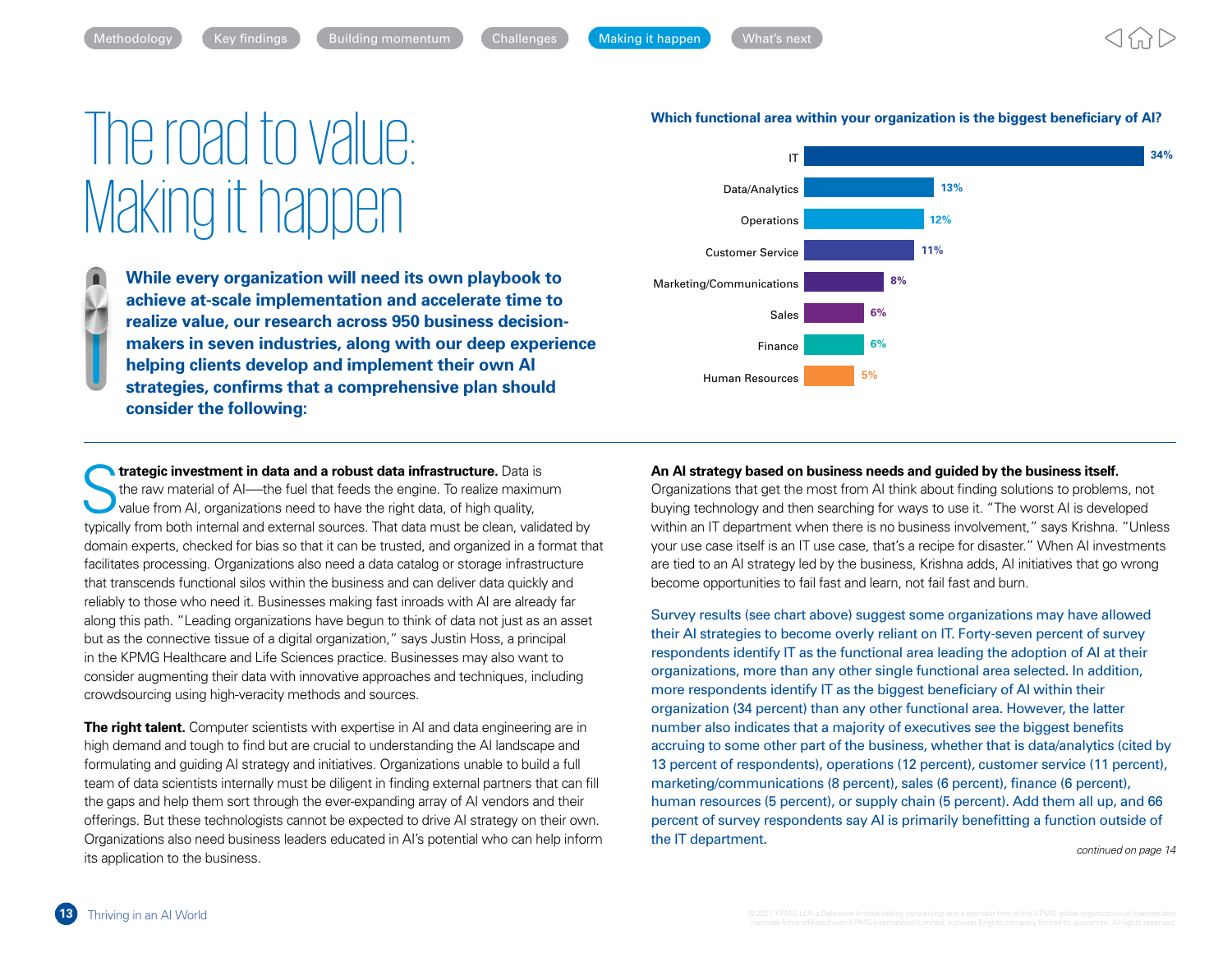# The road to value: Making it happen

**While every organization will need its own playbook to achieve at-scale implementation and accelerate time to realize value, our research across 950 business decision-makers in seven industries, along with our deep experience helping clients develop and implement their own AI strategies, confirms that a comprehensive plan should consider the following:**

**Which functional area within your organization is the biggest beneficiary of AI?**

| Functional area | Percent |
|---|---|
| IT | 34% |
| Data/Analytics | 13% |
| Operations | 12% |
| Customer Service | 11% |
| Marketing/Communications | 8% |
| Sales | 6% |
| Finance | 6% |
| Human Resources | 5% |

**Strategic investment in data and a robust data infrastructure.** Data is the raw material of AI—the fuel that feeds the engine. To realize maximum value from AI, organizations need to have the right data, of high quality, typically from both internal and external sources. That data must be clean, validated by domain experts, checked for bias so that it can be trusted, and organized in a format that facilitates processing. Organizations also need a data catalog or storage infrastructure that transcends functional silos within the business and can deliver data quickly and reliably to those who need it. Businesses making fast inroads with AI are already far along this path. "Leading organizations have begun to think of data not just as an asset but as the connective tissue of a digital organization," says Justin Hoss, a principal in the KPMG Healthcare and Life Sciences practice. Businesses may also want to consider augmenting their data with innovative approaches and techniques, including crowdsourcing using high-veracity methods and sources.

**The right talent.** Computer scientists with expertise in AI and data engineering are in high demand and tough to find but are crucial to understanding the AI landscape and formulating and guiding AI strategy and initiatives. Organizations unable to build a full team of data scientists internally must be diligent in finding external partners that can fill the gaps and help them sort through the ever-expanding array of AI vendors and their offerings. But these technologists cannot be expected to drive AI strategy on their own. Organizations also need business leaders educated in AI's potential who can help inform its application to the business.

**An AI strategy based on business needs and guided by the business itself.** Organizations that get the most from AI think about finding solutions to problems, not buying technology and then searching for ways to use it. "The worst AI is developed within an IT department when there is no business involvement," says Krishna. "Unless your use case itself is an IT use case, that's a recipe for disaster." When AI investments are tied to an AI strategy led by the business, Krishna adds, AI initiatives that go wrong become opportunities to fail fast and learn, not fail fast and burn.

Survey results (see chart above) suggest some organizations may have allowed their AI strategies to become overly reliant on IT. Forty-seven percent of survey respondents identify IT as the functional area leading the adoption of AI at their organizations, more than any other single functional area selected. In addition, more respondents identify IT as the biggest beneficiary of AI within their organization (34 percent) than any other functional area. However, the latter number also indicates that a majority of executives see the biggest benefits accruing to some other part of the business, whether that is data/analytics (cited by 13 percent of respondents), operations (12 percent), customer service (11 percent), marketing/communications (8 percent), sales (6 percent), finance (6 percent), human resources (5 percent), or supply chain (5 percent). Add them all up, and 66 percent of survey respondents say AI is primarily benefitting a function outside of the IT department.

*continued on page 14*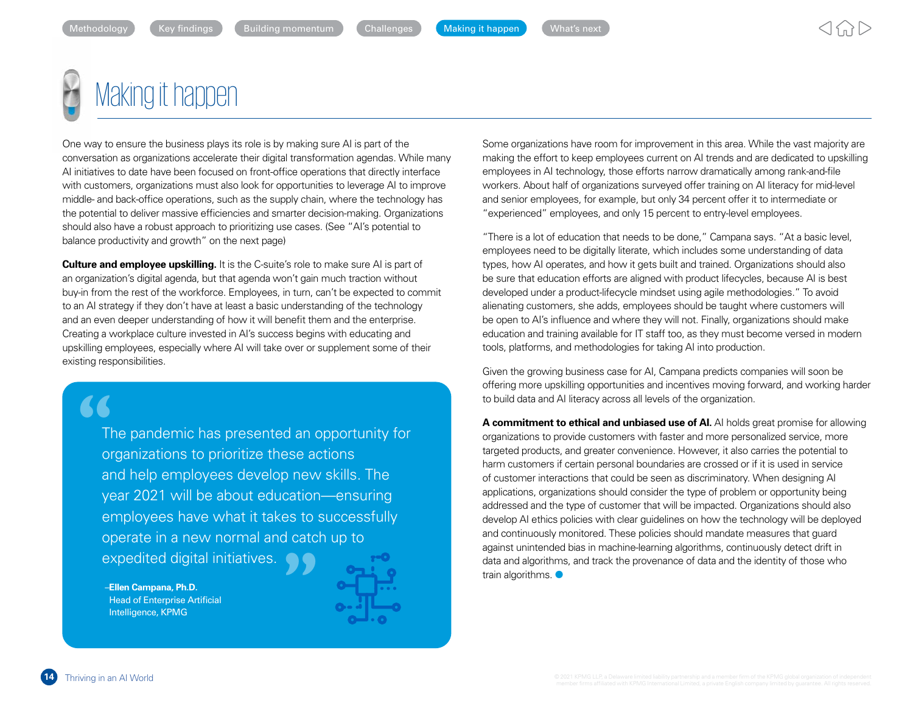# Making it happen

One way to ensure the business plays its role is by making sure AI is part of the conversation as organizations accelerate their digital transformation agendas. While many AI initiatives to date have been focused on front-office operations that directly interface with customers, organizations must also look for opportunities to leverage AI to improve middle- and back-office operations, such as the supply chain, where the technology has the potential to deliver massive efficiencies and smarter decision-making. Organizations should also have a robust approach to prioritizing use cases. (See "AI's potential to balance productivity and growth" on the next page)

**Culture and employee upskilling.** It is the C-suite's role to make sure AI is part of an organization's digital agenda, but that agenda won't gain much traction without buy-in from the rest of the workforce. Employees, in turn, can't be expected to commit to an AI strategy if they don't have at least a basic understanding of the technology and an even deeper understanding of how it will benefit them and the enterprise. Creating a workplace culture invested in AI's success begins with educating and upskilling employees, especially where AI will take over or supplement some of their existing responsibilities.

> "The pandemic has presented an opportunity for organizations to prioritize these actions and help employees develop new skills. The year 2021 will be about education—ensuring employees have what it takes to successfully operate in a new normal and catch up to expedited digital initiatives."
>
> –**Ellen Campana, Ph.D.**
> Head of Enterprise Artificial Intelligence, KPMG

Some organizations have room for improvement in this area. While the vast majority are making the effort to keep employees current on AI trends and are dedicated to upskilling employees in AI technology, those efforts narrow dramatically among rank-and-file workers. About half of organizations surveyed offer training on AI literacy for mid-level and senior employees, for example, but only 34 percent offer it to intermediate or "experienced" employees, and only 15 percent to entry-level employees.

"There is a lot of education that needs to be done," Campana says. "At a basic level, employees need to be digitally literate, which includes some understanding of data types, how AI operates, and how it gets built and trained. Organizations should also be sure that education efforts are aligned with product lifecycles, because AI is best developed under a product-lifecycle mindset using agile methodologies." To avoid alienating customers, she adds, employees should be taught where customers will be open to AI's influence and where they will not. Finally, organizations should make education and training available for IT staff too, as they must become versed in modern tools, platforms, and methodologies for taking AI into production.

Given the growing business case for AI, Campana predicts companies will soon be offering more upskilling opportunities and incentives moving forward, and working harder to build data and AI literacy across all levels of the organization.

**A commitment to ethical and unbiased use of AI.** AI holds great promise for allowing organizations to provide customers with faster and more personalized service, more targeted products, and greater convenience. However, it also carries the potential to harm customers if certain personal boundaries are crossed or if it is used in service of customer interactions that could be seen as discriminatory. When designing AI applications, organizations should consider the type of problem or opportunity being addressed and the type of customer that will be impacted. Organizations should also develop AI ethics policies with clear guidelines on how the technology will be deployed and continuously monitored. These policies should mandate measures that guard against unintended bias in machine-learning algorithms, continuously detect drift in data and algorithms, and track the provenance of data and the identity of those who train algorithms.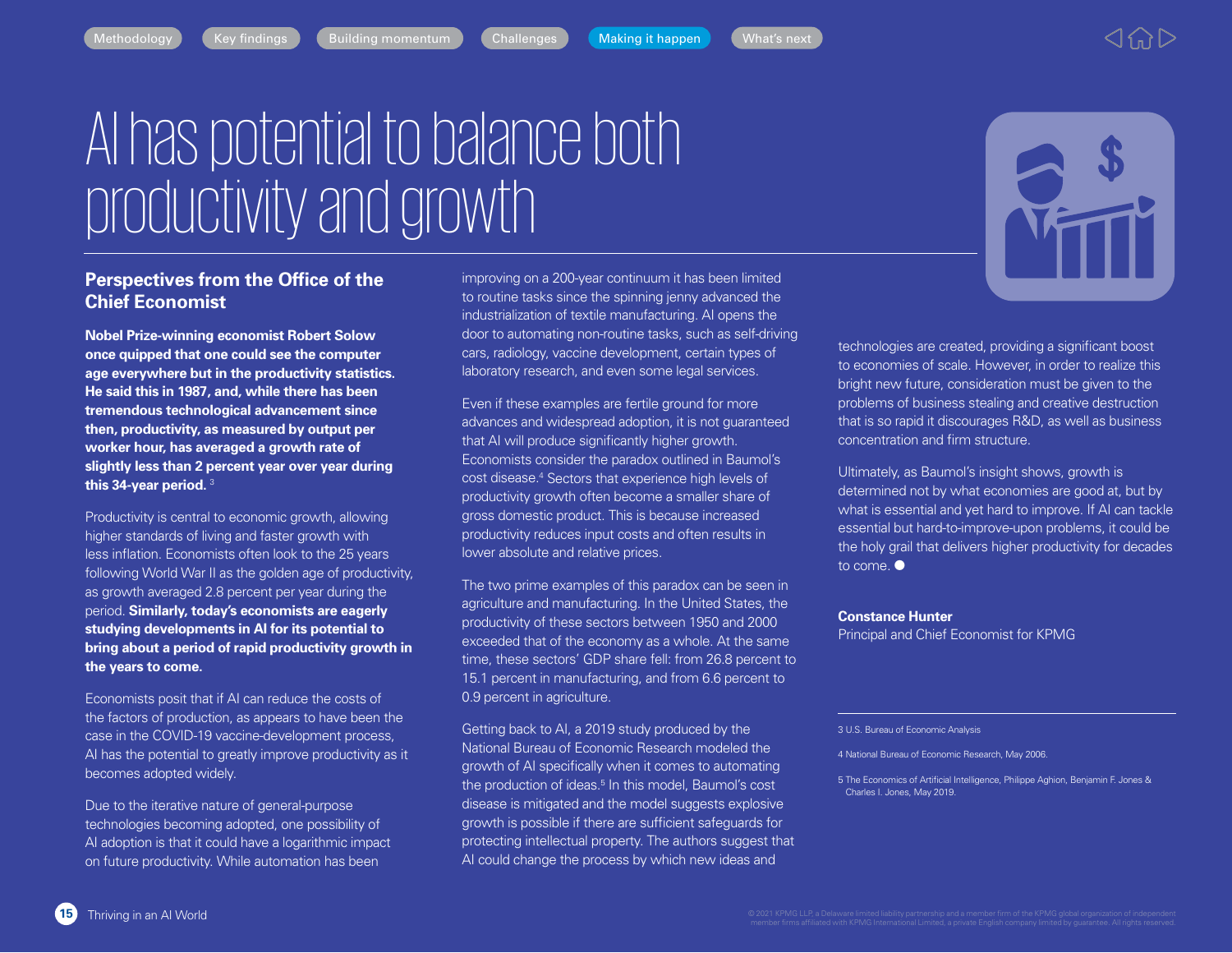# AI has potential to balance both productivity and growth

## Perspectives from the Office of the Chief Economist

**Nobel Prize-winning economist Robert Solow once quipped that one could see the computer age everywhere but in the productivity statistics. He said this in 1987, and, while there has been tremendous technological advancement since then, productivity, as measured by output per worker hour, has averaged a growth rate of slightly less than 2 percent year over year during this 34-year period.** [3]

Productivity is central to economic growth, allowing higher standards of living and faster growth with less inflation. Economists often look to the 25 years following World War II as the golden age of productivity, as growth averaged 2.8 percent per year during the period. **Similarly, today's economists are eagerly studying developments in AI for its potential to bring about a period of rapid productivity growth in the years to come.**

Economists posit that if AI can reduce the costs of the factors of production, as appears to have been the case in the COVID-19 vaccine-development process, AI has the potential to greatly improve productivity as it becomes adopted widely.

Due to the iterative nature of general-purpose technologies becoming adopted, one possibility of AI adoption is that it could have a logarithmic impact on future productivity. While automation has been improving on a 200-year continuum it has been limited to routine tasks since the spinning jenny advanced the industrialization of textile manufacturing. AI opens the door to automating non-routine tasks, such as self-driving cars, radiology, vaccine development, certain types of laboratory research, and even some legal services.

Even if these examples are fertile ground for more advances and widespread adoption, it is not guaranteed that AI will produce significantly higher growth. Economists consider the paradox outlined in Baumol's cost disease.[4] Sectors that experience high levels of productivity growth often become a smaller share of gross domestic product. This is because increased productivity reduces input costs and often results in lower absolute and relative prices.

The two prime examples of this paradox can be seen in agriculture and manufacturing. In the United States, the productivity of these sectors between 1950 and 2000 exceeded that of the economy as a whole. At the same time, these sectors' GDP share fell: from 26.8 percent to 15.1 percent in manufacturing, and from 6.6 percent to 0.9 percent in agriculture.

Getting back to AI, a 2019 study produced by the National Bureau of Economic Research modeled the growth of AI specifically when it comes to automating the production of ideas.[5] In this model, Baumol's cost disease is mitigated and the model suggests explosive growth is possible if there are sufficient safeguards for protecting intellectual property. The authors suggest that AI could change the process by which new ideas and technologies are created, providing a significant boost to economies of scale. However, in order to realize this bright new future, consideration must be given to the problems of business stealing and creative destruction that is so rapid it discourages R&D, as well as business concentration and firm structure.

Ultimately, as Baumol's insight shows, growth is determined not by what economies are good at, but by what is essential and yet hard to improve. If AI can tackle essential but hard-to-improve-upon problems, it could be the holy grail that delivers higher productivity for decades to come. ●

**Constance Hunter**
Principal and Chief Economist for KPMG

---

3 U.S. Bureau of Economic Analysis

4 National Bureau of Economic Research, May 2006.

5 The Economics of Artificial Intelligence, Philippe Aghion, Benjamin F. Jones & Charles I. Jones, May 2019.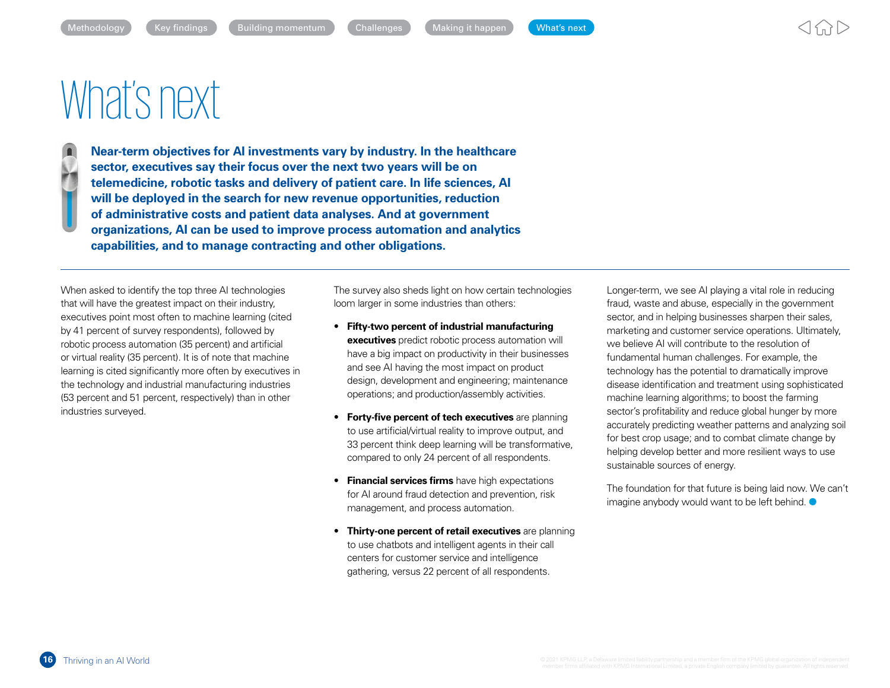# What's next

**Near-term objectives for AI investments vary by industry. In the healthcare sector, executives say their focus over the next two years will be on telemedicine, robotic tasks and delivery of patient care. In life sciences, AI will be deployed in the search for new revenue opportunities, reduction of administrative costs and patient data analyses. And at government organizations, AI can be used to improve process automation and analytics capabilities, and to manage contracting and other obligations.**

When asked to identify the top three AI technologies that will have the greatest impact on their industry, executives point most often to machine learning (cited by 41 percent of survey respondents), followed by robotic process automation (35 percent) and artificial or virtual reality (35 percent). It is of note that machine learning is cited significantly more often by executives in the technology and industrial manufacturing industries (53 percent and 51 percent, respectively) than in other industries surveyed.

The survey also sheds light on how certain technologies loom larger in some industries than others:

- **Fifty-two percent of industrial manufacturing executives** predict robotic process automation will have a big impact on productivity in their businesses and see AI having the most impact on product design, development and engineering; maintenance operations; and production/assembly activities.
- **Forty-five percent of tech executives** are planning to use artificial/virtual reality to improve output, and 33 percent think deep learning will be transformative, compared to only 24 percent of all respondents.
- **Financial services firms** have high expectations for AI around fraud detection and prevention, risk management, and process automation.
- **Thirty-one percent of retail executives** are planning to use chatbots and intelligent agents in their call centers for customer service and intelligence gathering, versus 22 percent of all respondents.

Longer-term, we see AI playing a vital role in reducing fraud, waste and abuse, especially in the government sector, and in helping businesses sharpen their sales, marketing and customer service operations. Ultimately, we believe AI will contribute to the resolution of fundamental human challenges. For example, the technology has the potential to dramatically improve disease identification and treatment using sophisticated machine learning algorithms; to boost the farming sector's profitability and reduce global hunger by more accurately predicting weather patterns and analyzing soil for best crop usage; and to combat climate change by helping develop better and more resilient ways to use sustainable sources of energy.

The foundation for that future is being laid now. We can't imagine anybody would want to be left behind.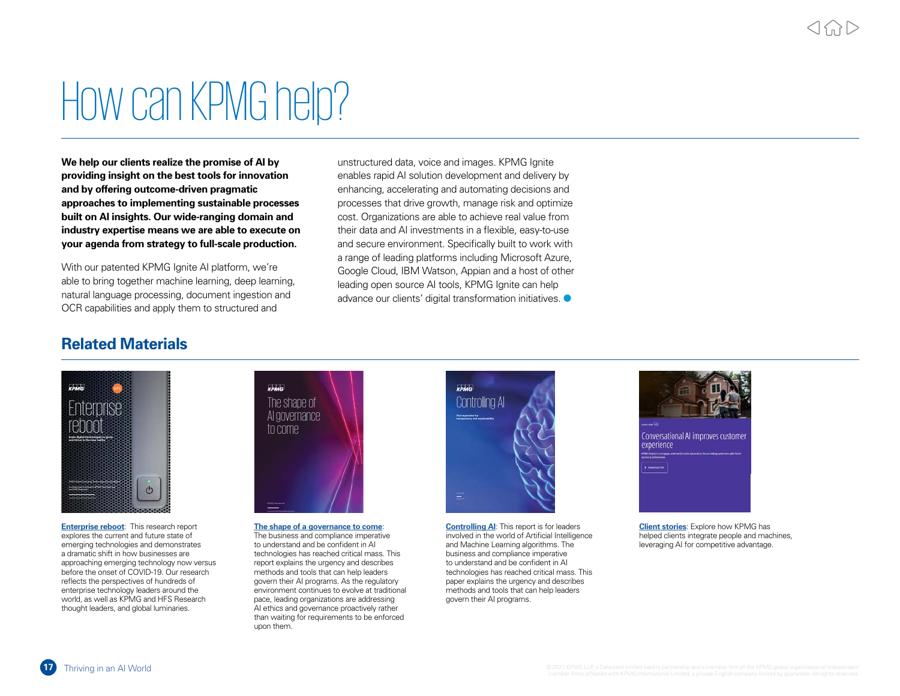# How can KPMG help?

**We help our clients realize the promise of AI by providing insight on the best tools for innovation and by offering outcome-driven pragmatic approaches to implementing sustainable processes built on AI insights. Our wide-ranging domain and industry expertise means we are able to execute on your agenda from strategy to full-scale production.**

With our patented KPMG Ignite AI platform, we're able to bring together machine learning, deep learning, natural language processing, document ingestion and OCR capabilities and apply them to structured and unstructured data, voice and images. KPMG Ignite enables rapid AI solution development and delivery by enhancing, accelerating and automating decisions and processes that drive growth, manage risk and optimize cost. Organizations are able to achieve real value from their data and AI investments in a flexible, easy-to-use and secure environment. Specifically built to work with a range of leading platforms including Microsoft Azure, Google Cloud, IBM Watson, Appian and a host of other leading open source AI tools, KPMG Ignite can help advance our clients' digital transformation initiatives.

## Related Materials

**Enterprise reboot**: This research report explores the current and future state of emerging technologies and demonstrates a dramatic shift in how businesses are approaching emerging technology now versus before the onset of COVID-19. Our research reflects the perspectives of hundreds of enterprise technology leaders around the world, as well as KPMG and HFS Research thought leaders, and global luminaries.

**The shape of a governance to come**: The business and compliance imperative to understand and be confident in AI technologies has reached critical mass. This report explains the urgency and describes methods and tools that can help leaders govern their AI programs. As the regulatory environment continues to evolve at traditional pace, leading organizations are addressing AI ethics and governance proactively rather than waiting for requirements to be enforced upon them.

**Controlling AI**: This report is for leaders involved in the world of Artificial Intelligence and Machine Learning algorithms. The business and compliance imperative to understand and be confident in AI technologies has reached critical mass. This paper explains the urgency and describes methods and tools that can help leaders govern their AI programs.

**Client stories**: Explore how KPMG has helped clients integrate people and machines, leveraging AI for competitive advantage.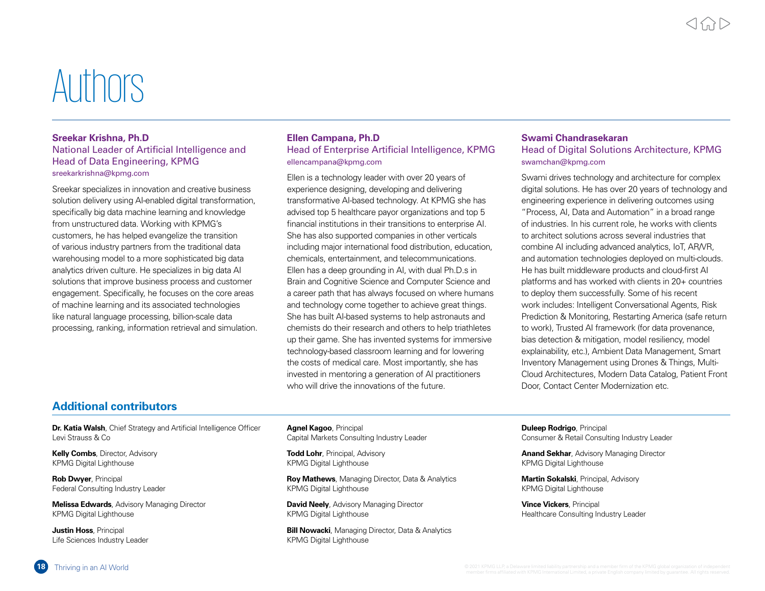# Authors

**Sreekar Krishna, Ph.D**
National Leader of Artificial Intelligence and Head of Data Engineering, KPMG
sreekarkrishna@kpmg.com

Sreekar specializes in innovation and creative business solution delivery using AI-enabled digital transformation, specifically big data machine learning and knowledge from unstructured data. Working with KPMG's customers, he has helped evangelize the transition of various industry partners from the traditional data warehousing model to a more sophisticated big data analytics driven culture. He specializes in big data AI solutions that improve business process and customer engagement. Specifically, he focuses on the core areas of machine learning and its associated technologies like natural language processing, billion-scale data processing, ranking, information retrieval and simulation.

**Ellen Campana, Ph.D**
Head of Enterprise Artificial Intelligence, KPMG
ellencampana@kpmg.com

Ellen is a technology leader with over 20 years of experience designing, developing and delivering transformative AI-based technology. At KPMG she has advised top 5 healthcare payor organizations and top 5 financial institutions in their transitions to enterprise AI. She has also supported companies in other verticals including major international food distribution, education, chemicals, entertainment, and telecommunications. Ellen has a deep grounding in AI, with dual Ph.D.s in Brain and Cognitive Science and Computer Science and a career path that has always focused on where humans and technology come together to achieve great things. She has built AI-based systems to help astronauts and chemists do their research and others to help triathletes up their game. She has invented systems for immersive technology-based classroom learning and for lowering the costs of medical care. Most importantly, she has invested in mentoring a generation of AI practitioners who will drive the innovations of the future.

**Swami Chandrasekaran**
Head of Digital Solutions Architecture, KPMG
swamchan@kpmg.com

Swami drives technology and architecture for complex digital solutions. He has over 20 years of technology and engineering experience in delivering outcomes using "Process, AI, Data and Automation" in a broad range of industries. In his current role, he works with clients to architect solutions across several industries that combine AI including advanced analytics, IoT, AR/VR, and automation technologies deployed on multi-clouds. He has built middleware products and cloud-first AI platforms and has worked with clients in 20+ countries to deploy them successfully. Some of his recent work includes: Intelligent Conversational Agents, Risk Prediction & Monitoring, Restarting America (safe return to work), Trusted AI framework (for data provenance, bias detection & mitigation, model resiliency, model explainability, etc.), Ambient Data Management, Smart Inventory Management using Drones & Things, Multi-Cloud Architectures, Modern Data Catalog, Patient Front Door, Contact Center Modernization etc.

## Additional contributors

**Dr. Katia Walsh**, Chief Strategy and Artificial Intelligence Officer
Levi Strauss & Co

**Kelly Combs**, Director, Advisory
KPMG Digital Lighthouse

**Rob Dwyer**, Principal
Federal Consulting Industry Leader

**Melissa Edwards**, Advisory Managing Director
KPMG Digital Lighthouse

**Justin Hoss**, Principal
Life Sciences Industry Leader

**Agnel Kagoo**, Principal
Capital Markets Consulting Industry Leader

**Todd Lohr**, Principal, Advisory
KPMG Digital Lighthouse

**Roy Mathews**, Managing Director, Data & Analytics
KPMG Digital Lighthouse

**David Neely**, Advisory Managing Director
KPMG Digital Lighthouse

**Bill Nowacki**, Managing Director, Data & Analytics
KPMG Digital Lighthouse

**Duleep Rodrigo**, Principal
Consumer & Retail Consulting Industry Leader

**Anand Sekhar**, Advisory Managing Director
KPMG Digital Lighthouse

**Martin Sokalski**, Principal, Advisory
KPMG Digital Lighthouse

**Vince Vickers**, Principal
Healthcare Consulting Industry Leader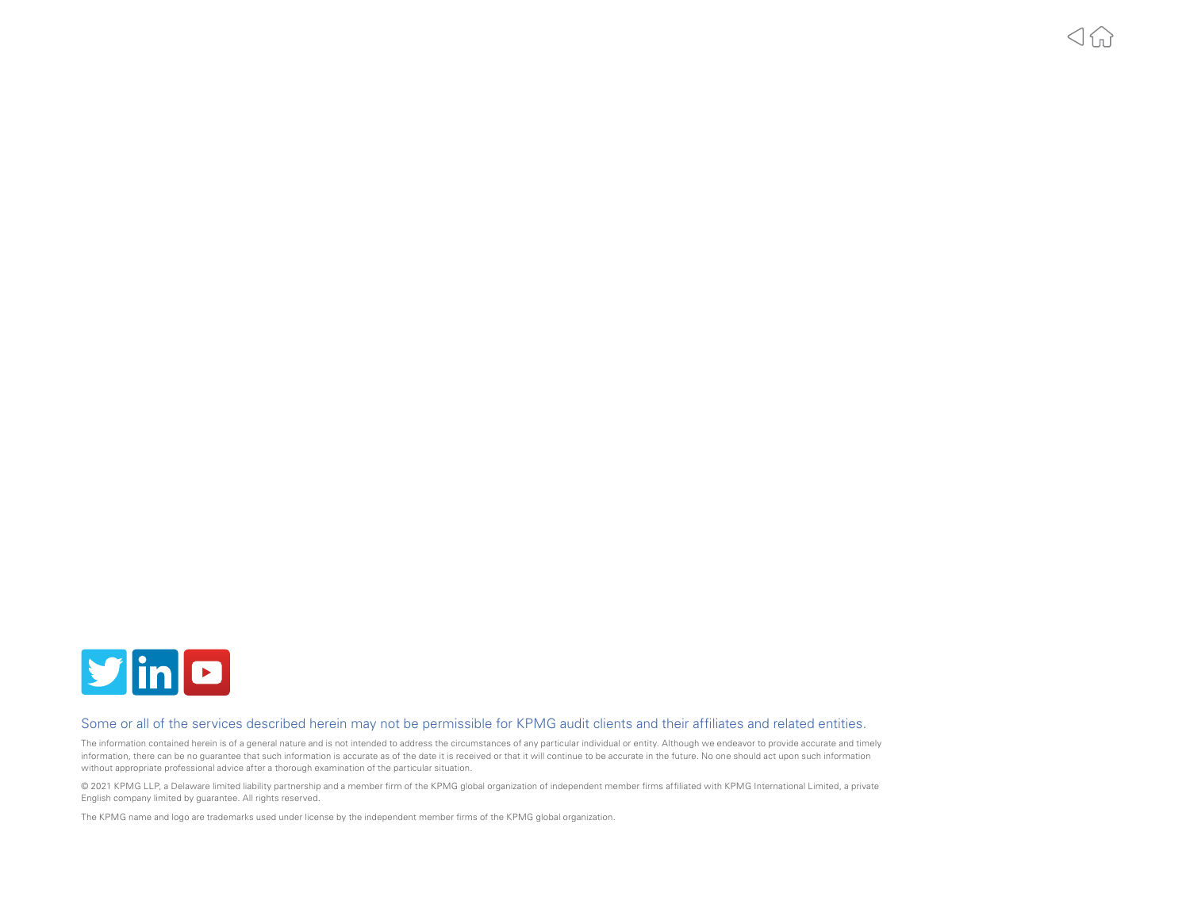Some or all of the services described herein may not be permissible for KPMG audit clients and their affiliates and related entities.

The information contained herein is of a general nature and is not intended to address the circumstances of any particular individual or entity. Although we endeavor to provide accurate and timely information, there can be no guarantee that such information is accurate as of the date it is received or that it will continue to be accurate in the future. No one should act upon such information without appropriate professional advice after a thorough examination of the particular situation.

© 2021 KPMG LLP, a Delaware limited liability partnership and a member firm of the KPMG global organization of independent member firms affiliated with KPMG International Limited, a private English company limited by guarantee. All rights reserved.

The KPMG name and logo are trademarks used under license by the independent member firms of the KPMG global organization.